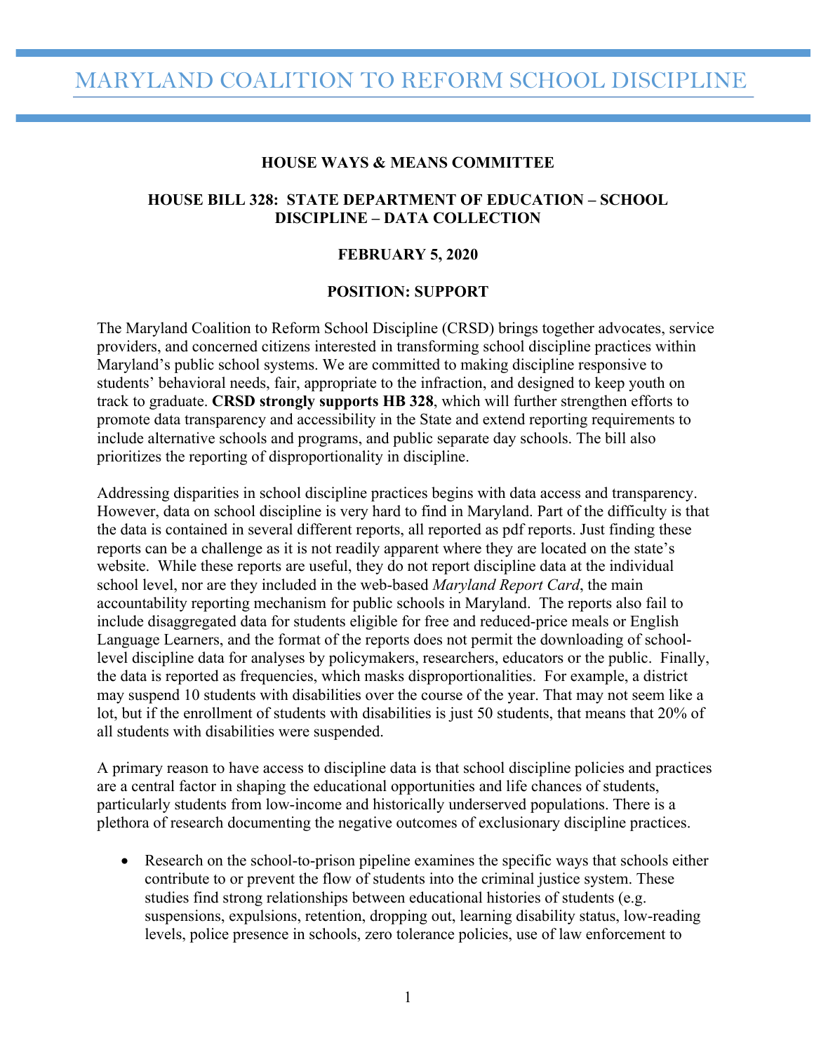# MARYLAND COALITION TO REFORM SCHOOL DISCIPLINE

**HOUSE WAYS & MEANS COMMITTEE**

**HOUSE BILL 328: STATE DEPARTMENT OF EDUCATION – SCHOOL DISCIPLINE – DATA COLLECTION**

**FEBRUARY 5, 2020**

**POSITION: SUPPORT**

The Maryland Coalition to Reform School Discipline (CRSD) brings together advocates, service providers, and concerned citizens interested in transforming school discipline practices within Maryland's public school systems. We are committed to making discipline responsive to students' behavioral needs, fair, appropriate to the infraction, and designed to keep youth on track to graduate. **CRSD strongly supports HB 328**, which will further strengthen efforts to promote data transparency and accessibility in the State and extend reporting requirements to include alternative schools and programs, and public separate day schools. The bill also prioritizes the reporting of disproportionality in discipline.

Addressing disparities in school discipline practices begins with data access and transparency. However, data on school discipline is very hard to find in Maryland. Part of the difficulty is that the data is contained in several different reports, all reported as pdf reports. Just finding these reports can be a challenge as it is not readily apparent where they are located on the state's website. While these reports are useful, they do not report discipline data at the individual school level, nor are they included in the web-based *Maryland Report Card*, the main accountability reporting mechanism for public schools in Maryland. The reports also fail to include disaggregated data for students eligible for free and reduced-price meals or English Language Learners, and the format of the reports does not permit the downloading of school-level discipline data for analyses by policymakers, researchers, educators or the public. Finally, the data is reported as frequencies, which masks disproportionalities. For example, a district may suspend 10 students with disabilities over the course of the year. That may not seem like a lot, but if the enrollment of students with disabilities is just 50 students, that means that 20% of all students with disabilities were suspended.

A primary reason to have access to discipline data is that school discipline policies and practices are a central factor in shaping the educational opportunities and life chances of students, particularly students from low-income and historically underserved populations. There is a plethora of research documenting the negative outcomes of exclusionary discipline practices.

- Research on the school-to-prison pipeline examines the specific ways that schools either contribute to or prevent the flow of students into the criminal justice system. These studies find strong relationships between educational histories of students (e.g. suspensions, expulsions, retention, dropping out, learning disability status, low-reading levels, police presence in schools, zero tolerance policies, use of law enforcement to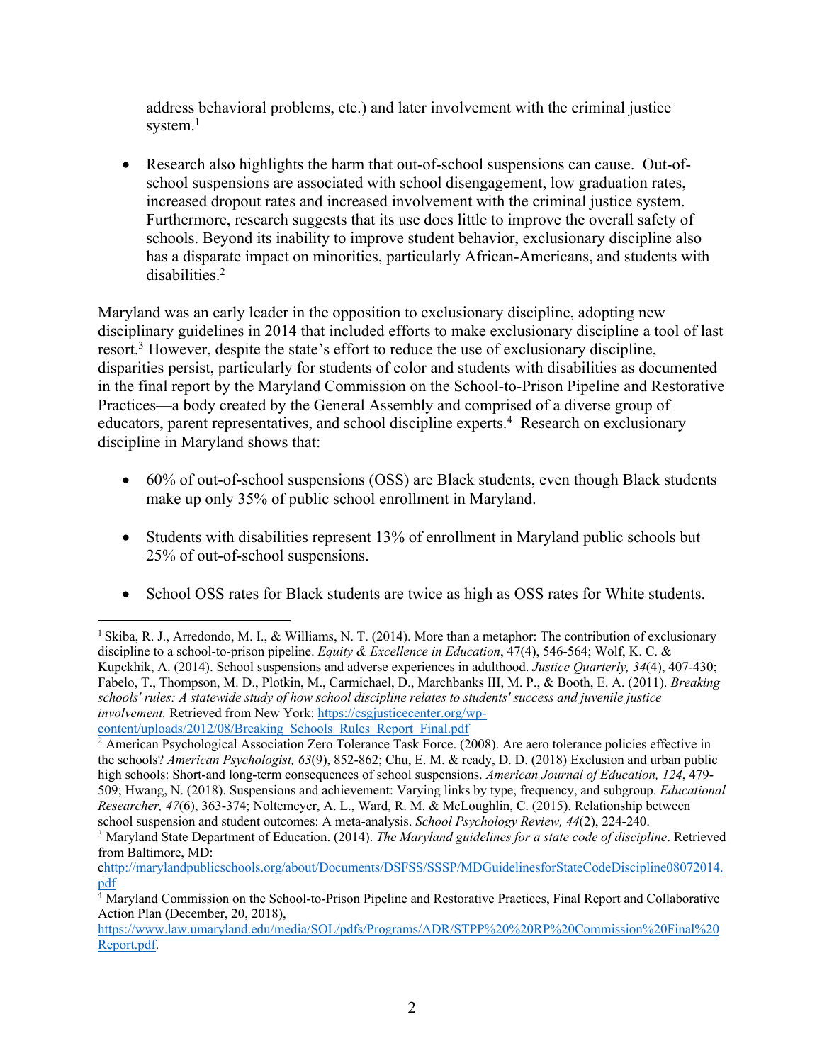address behavioral problems, etc.) and later involvement with the criminal justice system.[1]

- Research also highlights the harm that out-of-school suspensions can cause. Out-of-school suspensions are associated with school disengagement, low graduation rates, increased dropout rates and increased involvement with the criminal justice system. Furthermore, research suggests that its use does little to improve the overall safety of schools. Beyond its inability to improve student behavior, exclusionary discipline also has a disparate impact on minorities, particularly African-Americans, and students with disabilities.[2]

Maryland was an early leader in the opposition to exclusionary discipline, adopting new disciplinary guidelines in 2014 that included efforts to make exclusionary discipline a tool of last resort.[3] However, despite the state's effort to reduce the use of exclusionary discipline, disparities persist, particularly for students of color and students with disabilities as documented in the final report by the Maryland Commission on the School-to-Prison Pipeline and Restorative Practices—a body created by the General Assembly and comprised of a diverse group of educators, parent representatives, and school discipline experts.[4] Research on exclusionary discipline in Maryland shows that:

- 60% of out-of-school suspensions (OSS) are Black students, even though Black students make up only 35% of public school enrollment in Maryland.

- Students with disabilities represent 13% of enrollment in Maryland public schools but 25% of out-of-school suspensions.

- School OSS rates for Black students are twice as high as OSS rates for White students.

---

[1] Skiba, R. J., Arredondo, M. I., & Williams, N. T. (2014). More than a metaphor: The contribution of exclusionary discipline to a school-to-prison pipeline. *Equity & Excellence in Education*, 47(4), 546-564; Wolf, K. C. & Kupckhik, A. (2014). School suspensions and adverse experiences in adulthood. *Justice Quarterly, 34*(4), 407-430; Fabelo, T., Thompson, M. D., Plotkin, M., Carmichael, D., Marchbanks III, M. P., & Booth, E. A. (2011). *Breaking schools' rules: A statewide study of how school discipline relates to students' success and juvenile justice involvement.* Retrieved from New York: https://csgjusticecenter.org/wp-content/uploads/2012/08/Breaking_Schools_Rules_Report_Final.pdf

[2] American Psychological Association Zero Tolerance Task Force. (2008). Are aero tolerance policies effective in the schools? *American Psychologist, 63*(9), 852-862; Chu, E. M. & ready, D. D. (2018) Exclusion and urban public high schools: Short-and long-term consequences of school suspensions. *American Journal of Education, 124*, 479-509; Hwang, N. (2018). Suspensions and achievement: Varying links by type, frequency, and subgroup. *Educational Researcher, 47*(6), 363-374; Noltemeyer, A. L., Ward, R. M. & McLoughlin, C. (2015). Relationship between school suspension and student outcomes: A meta-analysis. *School Psychology Review, 44*(2), 224-240.

[3] Maryland State Department of Education. (2014). *The Maryland guidelines for a state code of discipline*. Retrieved from Baltimore, MD: chttp://marylandpublicschools.org/about/Documents/DSFSS/SSSP/MDGuidelinesforStateCodeDiscipline08072014.pdf

[4] Maryland Commission on the School-to-Prison Pipeline and Restorative Practices, Final Report and Collaborative Action Plan (December, 20, 2018), https://www.law.umaryland.edu/media/SOL/pdfs/Programs/ADR/STPP%20%20RP%20Commission%20Final%20Report.pdf.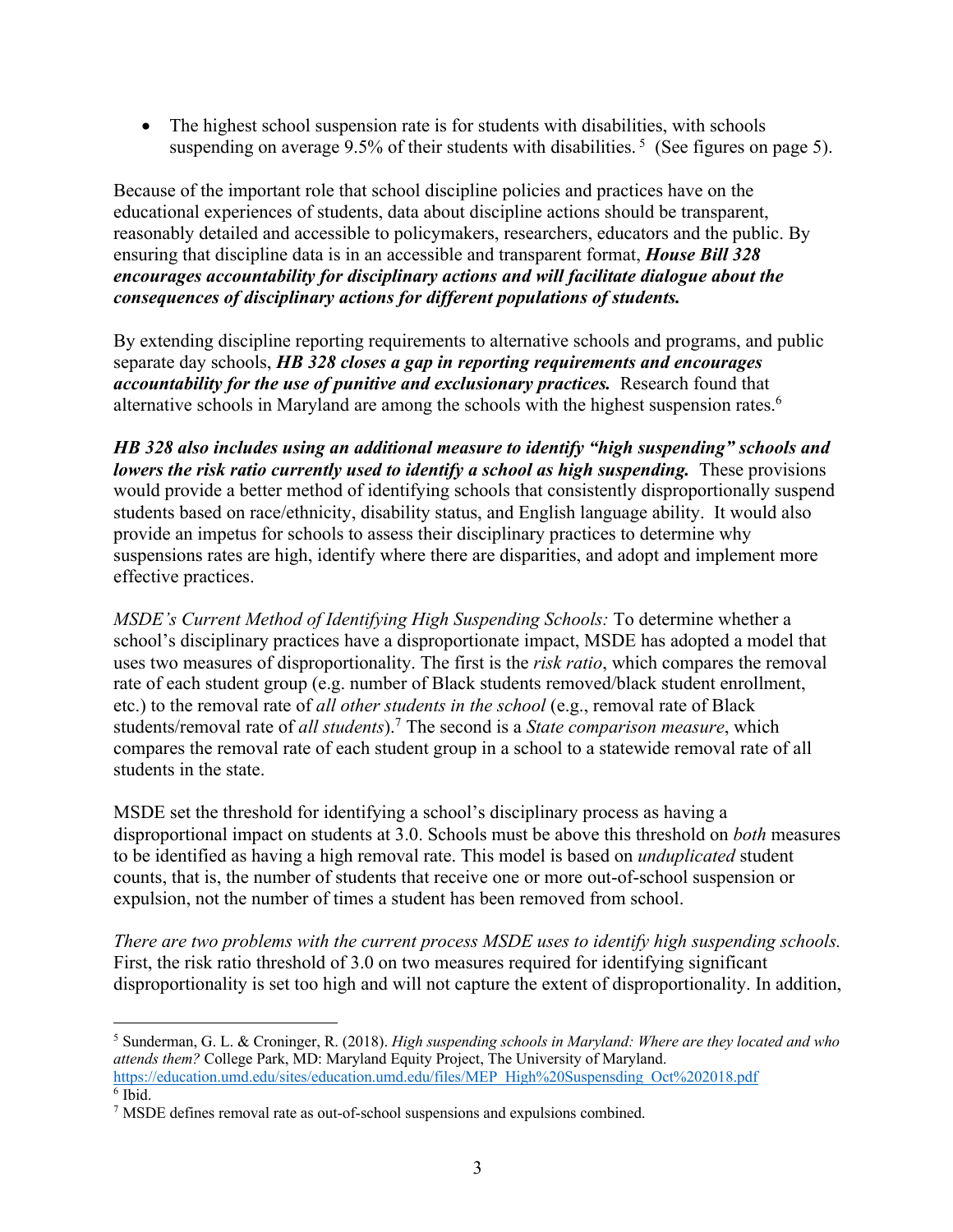- The highest school suspension rate is for students with disabilities, with schools suspending on average 9.5% of their students with disabilities. [5] (See figures on page 5).

Because of the important role that school discipline policies and practices have on the educational experiences of students, data about discipline actions should be transparent, reasonably detailed and accessible to policymakers, researchers, educators and the public. By ensuring that discipline data is in an accessible and transparent format, ***House Bill 328 encourages accountability for disciplinary actions and will facilitate dialogue about the consequences of disciplinary actions for different populations of students.***

By extending discipline reporting requirements to alternative schools and programs, and public separate day schools, ***HB 328 closes a gap in reporting requirements and encourages accountability for the use of punitive and exclusionary practices.*** Research found that alternative schools in Maryland are among the schools with the highest suspension rates.[6]

***HB 328 also includes using an additional measure to identify "high suspending" schools and lowers the risk ratio currently used to identify a school as high suspending.*** These provisions would provide a better method of identifying schools that consistently disproportionally suspend students based on race/ethnicity, disability status, and English language ability. It would also provide an impetus for schools to assess their disciplinary practices to determine why suspensions rates are high, identify where there are disparities, and adopt and implement more effective practices.

*MSDE's Current Method of Identifying High Suspending Schools:* To determine whether a school's disciplinary practices have a disproportionate impact, MSDE has adopted a model that uses two measures of disproportionality. The first is the *risk ratio*, which compares the removal rate of each student group (e.g. number of Black students removed/black student enrollment, etc.) to the removal rate of *all other students in the school* (e.g., removal rate of Black students/removal rate of *all students*).[7] The second is a *State comparison measure*, which compares the removal rate of each student group in a school to a statewide removal rate of all students in the state.

MSDE set the threshold for identifying a school's disciplinary process as having a disproportional impact on students at 3.0. Schools must be above this threshold on *both* measures to be identified as having a high removal rate. This model is based on *unduplicated* student counts, that is, the number of students that receive one or more out-of-school suspension or expulsion, not the number of times a student has been removed from school.

*There are two problems with the current process MSDE uses to identify high suspending schools.* First, the risk ratio threshold of 3.0 on two measures required for identifying significant disproportionality is set too high and will not capture the extent of disproportionality. In addition,

---

[5] Sunderman, G. L. & Croninger, R. (2018). *High suspending schools in Maryland: Where are they located and who attends them?* College Park, MD: Maryland Equity Project, The University of Maryland. https://education.umd.edu/sites/education.umd.edu/files/MEP_High%20Suspensding_Oct%202018.pdf

[6] Ibid.

[7] MSDE defines removal rate as out-of-school suspensions and expulsions combined.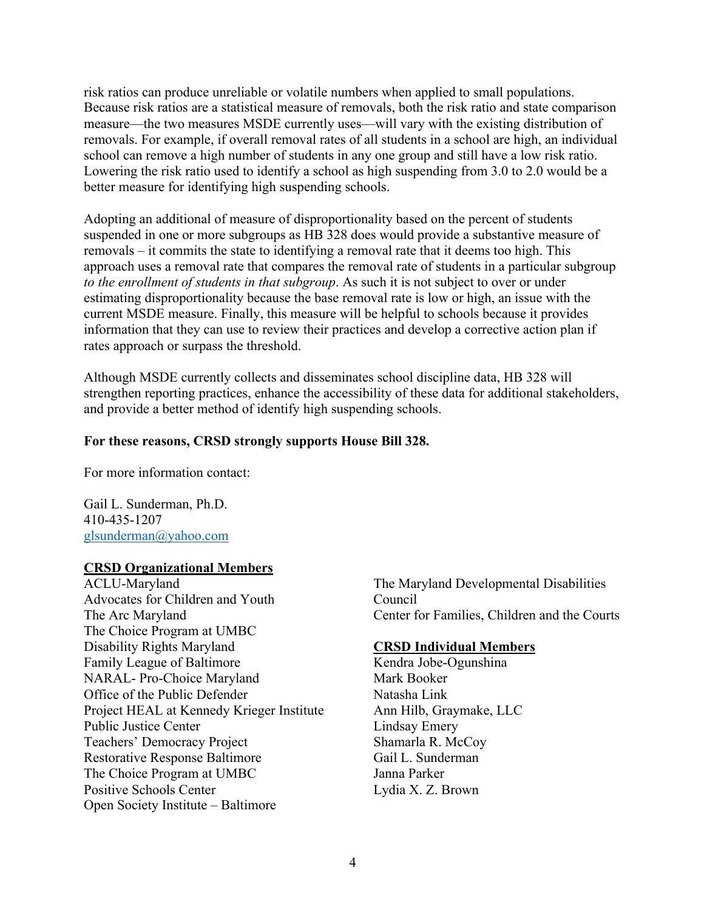risk ratios can produce unreliable or volatile numbers when applied to small populations. Because risk ratios are a statistical measure of removals, both the risk ratio and state comparison measure—the two measures MSDE currently uses—will vary with the existing distribution of removals. For example, if overall removal rates of all students in a school are high, an individual school can remove a high number of students in any one group and still have a low risk ratio. Lowering the risk ratio used to identify a school as high suspending from 3.0 to 2.0 would be a better measure for identifying high suspending schools.

Adopting an additional of measure of disproportionality based on the percent of students suspended in one or more subgroups as HB 328 does would provide a substantive measure of removals – it commits the state to identifying a removal rate that it deems too high. This approach uses a removal rate that compares the removal rate of students in a particular subgroup *to the enrollment of students in that subgroup*. As such it is not subject to over or under estimating disproportionality because the base removal rate is low or high, an issue with the current MSDE measure. Finally, this measure will be helpful to schools because it provides information that they can use to review their practices and develop a corrective action plan if rates approach or surpass the threshold.

Although MSDE currently collects and disseminates school discipline data, HB 328 will strengthen reporting practices, enhance the accessibility of these data for additional stakeholders, and provide a better method of identify high suspending schools.

**For these reasons, CRSD strongly supports House Bill 328.**

For more information contact:

Gail L. Sunderman, Ph.D.
410-435-1207
glsunderman@yahoo.com

**CRSD Organizational Members**

ACLU-Maryland
Advocates for Children and Youth
The Arc Maryland
The Choice Program at UMBC
Disability Rights Maryland
Family League of Baltimore
NARAL- Pro-Choice Maryland
Office of the Public Defender
Project HEAL at Kennedy Krieger Institute
Public Justice Center
Teachers' Democracy Project
Restorative Response Baltimore
The Choice Program at UMBC
Positive Schools Center
Open Society Institute – Baltimore
The Maryland Developmental Disabilities Council
Center for Families, Children and the Courts

**CRSD Individual Members**

Kendra Jobe-Ogunshina
Mark Booker
Natasha Link
Ann Hilb, Graymake, LLC
Lindsay Emery
Shamarla R. McCoy
Gail L. Sunderman
Janna Parker
Lydia X. Z. Brown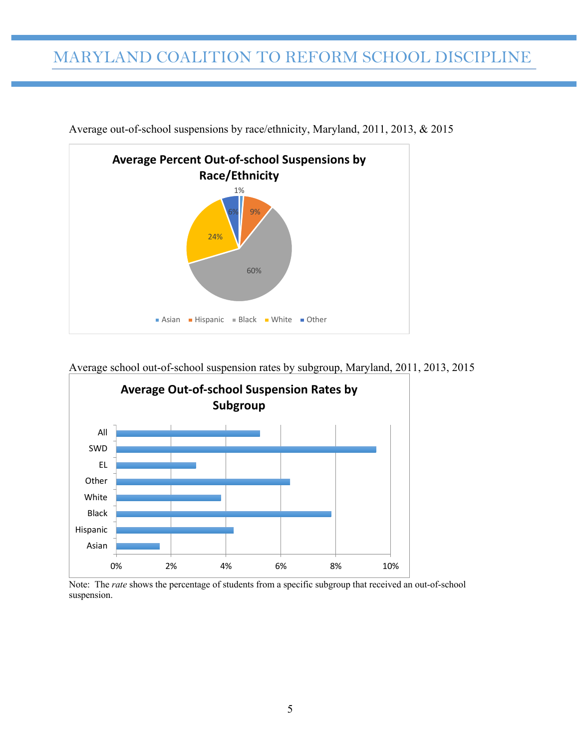Average out-of-school suspensions by race/ethnicity, Maryland, 2011, 2013, & 2015

**Average Percent Out-of-school Suspensions by Race/Ethnicity**

1%

9%

6%

24%

60%

Asian Hispanic Black White Other

Average school out-of-school suspension rates by subgroup, Maryland, 2011, 2013, 2015

**Average Out-of-school Suspension Rates by Subgroup**

All

SWD

EL

Other

White

Black

Hispanic

Asian

0% 2% 4% 6% 8% 10%

Note: The *rate* shows the percentage of students from a specific subgroup that received an out-of-school suspension.